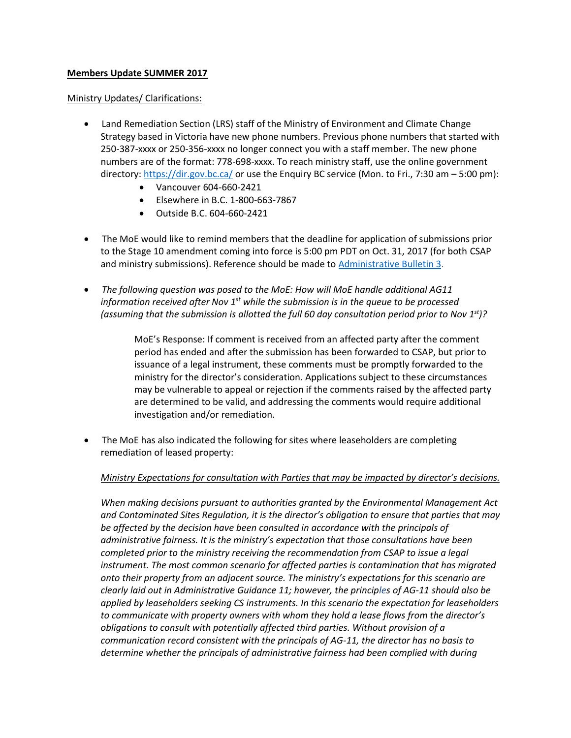**Members Update SUMMER 2017**

Ministry Updates/ Clarifications:

- Land Remediation Section (LRS) staff of the Ministry of Environment and Climate Change Strategy based in Victoria have new phone numbers. Previous phone numbers that started with 250-387-xxxx or 250-356-xxxx no longer connect you with a staff member. The new phone numbers are of the format: 778-698-xxxx. To reach ministry staff, use the online government directory: [https://dir.gov.bc.ca/](https://dir.gov.bc.ca/) or use the Enquiry BC service (Mon. to Fri., 7:30 am – 5:00 pm):
    - Vancouver 604-660-2421
    - Elsewhere in B.C. 1-800-663-7867
    - Outside B.C. 604-660-2421

- The MoE would like to remind members that the deadline for application of submissions prior to the Stage 10 amendment coming into force is 5:00 pm PDT on Oct. 31, 2017 (for both CSAP and ministry submissions). Reference should be made to Administrative Bulletin 3.

- *The following question was posed to the MoE: How will MoE handle additional AG11 information received after Nov 1st while the submission is in the queue to be processed (assuming that the submission is allotted the full 60 day consultation period prior to Nov 1st)?*

    MoE's Response: If comment is received from an affected party after the comment period has ended and after the submission has been forwarded to CSAP, but prior to issuance of a legal instrument, these comments must be promptly forwarded to the ministry for the director's consideration. Applications subject to these circumstances may be vulnerable to appeal or rejection if the comments raised by the affected party are determined to be valid, and addressing the comments would require additional investigation and/or remediation.

- The MoE has also indicated the following for sites where leaseholders are completing remediation of leased property:

    *Ministry Expectations for consultation with Parties that may be impacted by director's decisions.*

    *When making decisions pursuant to authorities granted by the Environmental Management Act and Contaminated Sites Regulation, it is the director's obligation to ensure that parties that may be affected by the decision have been consulted in accordance with the principals of administrative fairness. It is the ministry's expectation that those consultations have been completed prior to the ministry receiving the recommendation from CSAP to issue a legal instrument. The most common scenario for affected parties is contamination that has migrated onto their property from an adjacent source. The ministry's expectations for this scenario are clearly laid out in Administrative Guidance 11; however, the principles of AG-11 should also be applied by leaseholders seeking CS instruments. In this scenario the expectation for leaseholders to communicate with property owners with whom they hold a lease flows from the director's obligations to consult with potentially affected third parties. Without provision of a communication record consistent with the principals of AG-11, the director has no basis to determine whether the principals of administrative fairness had been complied with during*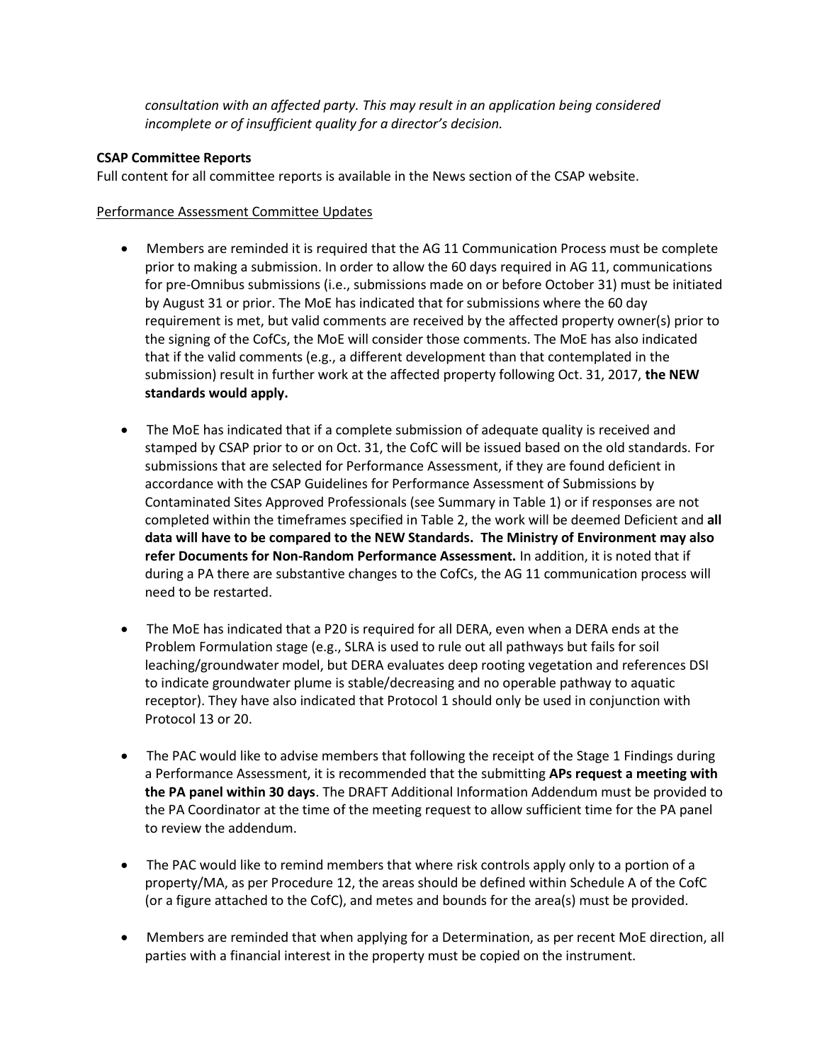*consultation with an affected party. This may result in an application being considered incomplete or of insufficient quality for a director's decision.*

**CSAP Committee Reports**

Full content for all committee reports is available in the News section of the CSAP website.

Performance Assessment Committee Updates

- Members are reminded it is required that the AG 11 Communication Process must be complete prior to making a submission. In order to allow the 60 days required in AG 11, communications for pre-Omnibus submissions (i.e., submissions made on or before October 31) must be initiated by August 31 or prior. The MoE has indicated that for submissions where the 60 day requirement is met, but valid comments are received by the affected property owner(s) prior to the signing of the CofCs, the MoE will consider those comments. The MoE has also indicated that if the valid comments (e.g., a different development than that contemplated in the submission) result in further work at the affected property following Oct. 31, 2017, **the NEW standards would apply.**

- The MoE has indicated that if a complete submission of adequate quality is received and stamped by CSAP prior to or on Oct. 31, the CofC will be issued based on the old standards. For submissions that are selected for Performance Assessment, if they are found deficient in accordance with the CSAP Guidelines for Performance Assessment of Submissions by Contaminated Sites Approved Professionals (see Summary in Table 1) or if responses are not completed within the timeframes specified in Table 2, the work will be deemed Deficient and **all data will have to be compared to the NEW Standards. The Ministry of Environment may also refer Documents for Non-Random Performance Assessment.** In addition, it is noted that if during a PA there are substantive changes to the CofCs, the AG 11 communication process will need to be restarted.

- The MoE has indicated that a P20 is required for all DERA, even when a DERA ends at the Problem Formulation stage (e.g., SLRA is used to rule out all pathways but fails for soil leaching/groundwater model, but DERA evaluates deep rooting vegetation and references DSI to indicate groundwater plume is stable/decreasing and no operable pathway to aquatic receptor). They have also indicated that Protocol 1 should only be used in conjunction with Protocol 13 or 20.

- The PAC would like to advise members that following the receipt of the Stage 1 Findings during a Performance Assessment, it is recommended that the submitting **APs request a meeting with the PA panel within 30 days**. The DRAFT Additional Information Addendum must be provided to the PA Coordinator at the time of the meeting request to allow sufficient time for the PA panel to review the addendum.

- The PAC would like to remind members that where risk controls apply only to a portion of a property/MA, as per Procedure 12, the areas should be defined within Schedule A of the CofC (or a figure attached to the CofC), and metes and bounds for the area(s) must be provided.

- Members are reminded that when applying for a Determination, as per recent MoE direction, all parties with a financial interest in the property must be copied on the instrument.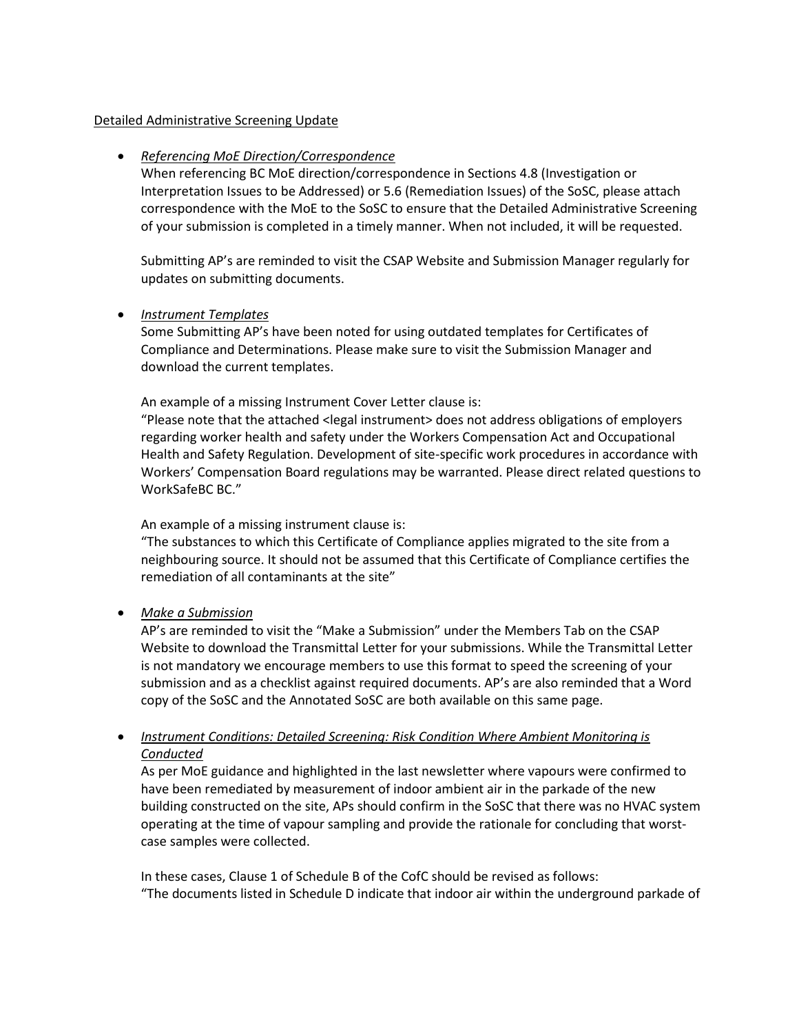Detailed Administrative Screening Update

- *Referencing MoE Direction/Correspondence*

  When referencing BC MoE direction/correspondence in Sections 4.8 (Investigation or Interpretation Issues to be Addressed) or 5.6 (Remediation Issues) of the SoSC, please attach correspondence with the MoE to the SoSC to ensure that the Detailed Administrative Screening of your submission is completed in a timely manner. When not included, it will be requested.

  Submitting AP's are reminded to visit the CSAP Website and Submission Manager regularly for updates on submitting documents.

- *Instrument Templates*

  Some Submitting AP's have been noted for using outdated templates for Certificates of Compliance and Determinations. Please make sure to visit the Submission Manager and download the current templates.

  An example of a missing Instrument Cover Letter clause is:
  "Please note that the attached <legal instrument> does not address obligations of employers regarding worker health and safety under the Workers Compensation Act and Occupational Health and Safety Regulation. Development of site-specific work procedures in accordance with Workers' Compensation Board regulations may be warranted. Please direct related questions to WorkSafeBC BC."

  An example of a missing instrument clause is:
  "The substances to which this Certificate of Compliance applies migrated to the site from a neighbouring source. It should not be assumed that this Certificate of Compliance certifies the remediation of all contaminants at the site"

- *Make a Submission*

  AP's are reminded to visit the "Make a Submission" under the Members Tab on the CSAP Website to download the Transmittal Letter for your submissions. While the Transmittal Letter is not mandatory we encourage members to use this format to speed the screening of your submission and as a checklist against required documents. AP's are also reminded that a Word copy of the SoSC and the Annotated SoSC are both available on this same page.

- *Instrument Conditions: Detailed Screening: Risk Condition Where Ambient Monitoring is Conducted*

  As per MoE guidance and highlighted in the last newsletter where vapours were confirmed to have been remediated by measurement of indoor ambient air in the parkade of the new building constructed on the site, APs should confirm in the SoSC that there was no HVAC system operating at the time of vapour sampling and provide the rationale for concluding that worst-case samples were collected.

  In these cases, Clause 1 of Schedule B of the CofC should be revised as follows:
  "The documents listed in Schedule D indicate that indoor air within the underground parkade of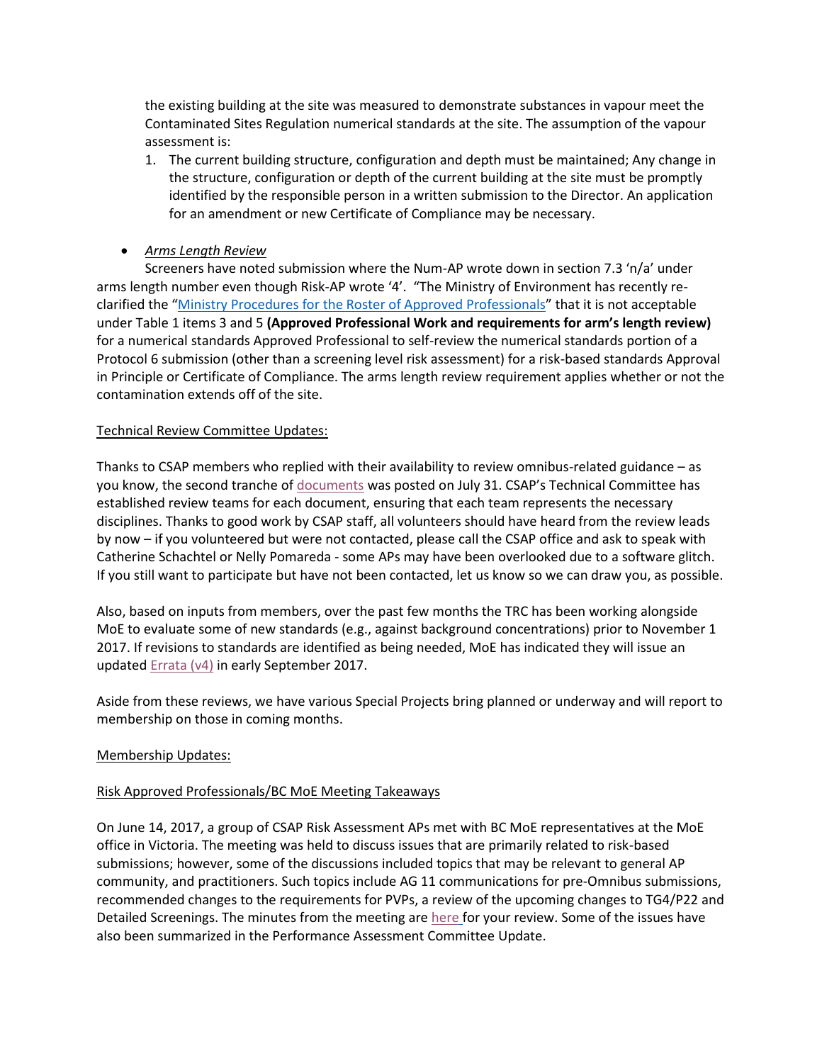the existing building at the site was measured to demonstrate substances in vapour meet the Contaminated Sites Regulation numerical standards at the site. The assumption of the vapour assessment is:

1. The current building structure, configuration and depth must be maintained; Any change in the structure, configuration or depth of the current building at the site must be promptly identified by the responsible person in a written submission to the Director. An application for an amendment or new Certificate of Compliance may be necessary.

- *Arms Length Review*

Screeners have noted submission where the Num-AP wrote down in section 7.3 'n/a' under arms length number even though Risk-AP wrote '4'. "The Ministry of Environment has recently re-clarified the "Ministry Procedures for the Roster of Approved Professionals" that it is not acceptable under Table 1 items 3 and 5 **(Approved Professional Work and requirements for arm's length review)** for a numerical standards Approved Professional to self-review the numerical standards portion of a Protocol 6 submission (other than a screening level risk assessment) for a risk-based standards Approval in Principle or Certificate of Compliance. The arms length review requirement applies whether or not the contamination extends off of the site.

Technical Review Committee Updates:

Thanks to CSAP members who replied with their availability to review omnibus-related guidance – as you know, the second tranche of documents was posted on July 31. CSAP's Technical Committee has established review teams for each document, ensuring that each team represents the necessary disciplines. Thanks to good work by CSAP staff, all volunteers should have heard from the review leads by now – if you volunteered but were not contacted, please call the CSAP office and ask to speak with Catherine Schachtel or Nelly Pomareda - some APs may have been overlooked due to a software glitch. If you still want to participate but have not been contacted, let us know so we can draw you, as possible.

Also, based on inputs from members, over the past few months the TRC has been working alongside MoE to evaluate some of new standards (e.g., against background concentrations) prior to November 1 2017. If revisions to standards are identified as being needed, MoE has indicated they will issue an updated Errata (v4) in early September 2017.

Aside from these reviews, we have various Special Projects bring planned or underway and will report to membership on those in coming months.

Membership Updates:

Risk Approved Professionals/BC MoE Meeting Takeaways

On June 14, 2017, a group of CSAP Risk Assessment APs met with BC MoE representatives at the MoE office in Victoria. The meeting was held to discuss issues that are primarily related to risk-based submissions; however, some of the discussions included topics that may be relevant to general AP community, and practitioners. Such topics include AG 11 communications for pre-Omnibus submissions, recommended changes to the requirements for PVPs, a review of the upcoming changes to TG4/P22 and Detailed Screenings. The minutes from the meeting are here for your review. Some of the issues have also been summarized in the Performance Assessment Committee Update.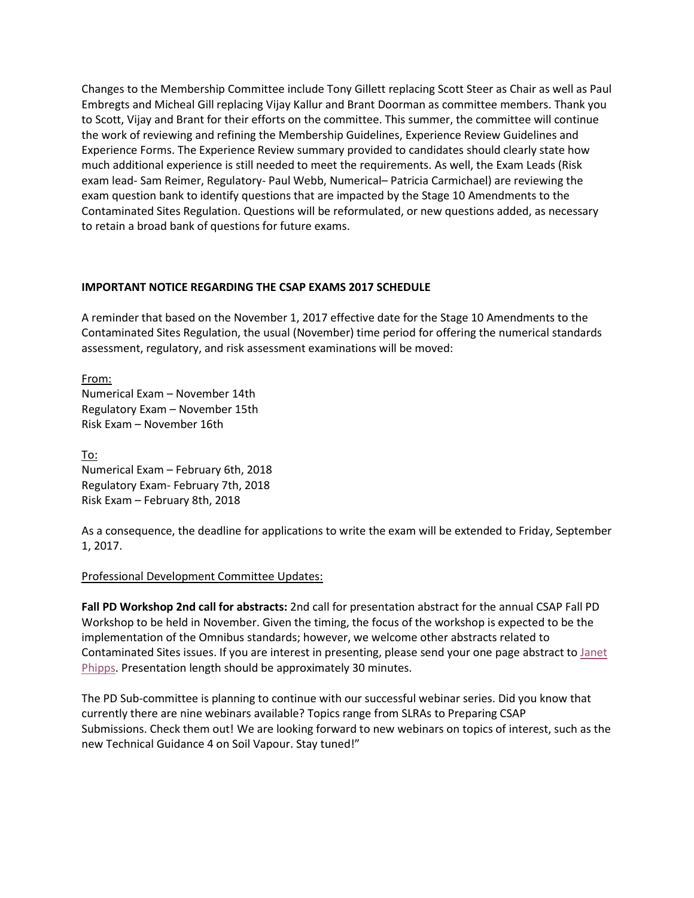Changes to the Membership Committee include Tony Gillett replacing Scott Steer as Chair as well as Paul Embregts and Micheal Gill replacing Vijay Kallur and Brant Doorman as committee members. Thank you to Scott, Vijay and Brant for their efforts on the committee. This summer, the committee will continue the work of reviewing and refining the Membership Guidelines, Experience Review Guidelines and Experience Forms. The Experience Review summary provided to candidates should clearly state how much additional experience is still needed to meet the requirements. As well, the Exam Leads (Risk exam lead- Sam Reimer, Regulatory- Paul Webb, Numerical– Patricia Carmichael) are reviewing the exam question bank to identify questions that are impacted by the Stage 10 Amendments to the Contaminated Sites Regulation. Questions will be reformulated, or new questions added, as necessary to retain a broad bank of questions for future exams.

**IMPORTANT NOTICE REGARDING THE CSAP EXAMS 2017 SCHEDULE**

A reminder that based on the November 1, 2017 effective date for the Stage 10 Amendments to the Contaminated Sites Regulation, the usual (November) time period for offering the numerical standards assessment, regulatory, and risk assessment examinations will be moved:

<u>From:</u>
Numerical Exam – November 14th
Regulatory Exam – November 15th
Risk Exam – November 16th

<u>To:</u>
Numerical Exam – February 6th, 2018
Regulatory Exam- February 7th, 2018
Risk Exam – February 8th, 2018

As a consequence, the deadline for applications to write the exam will be extended to Friday, September 1, 2017.

<u>Professional Development Committee Updates:</u>

**Fall PD Workshop 2nd call for abstracts:** 2nd call for presentation abstract for the annual CSAP Fall PD Workshop to be held in November. Given the timing, the focus of the workshop is expected to be the implementation of the Omnibus standards; however, we welcome other abstracts related to Contaminated Sites issues. If you are interest in presenting, please send your one page abstract to Janet Phipps. Presentation length should be approximately 30 minutes.

The PD Sub-committee is planning to continue with our successful webinar series. Did you know that currently there are nine webinars available? Topics range from SLRAs to Preparing CSAP Submissions. Check them out! We are looking forward to new webinars on topics of interest, such as the new Technical Guidance 4 on Soil Vapour. Stay tuned!"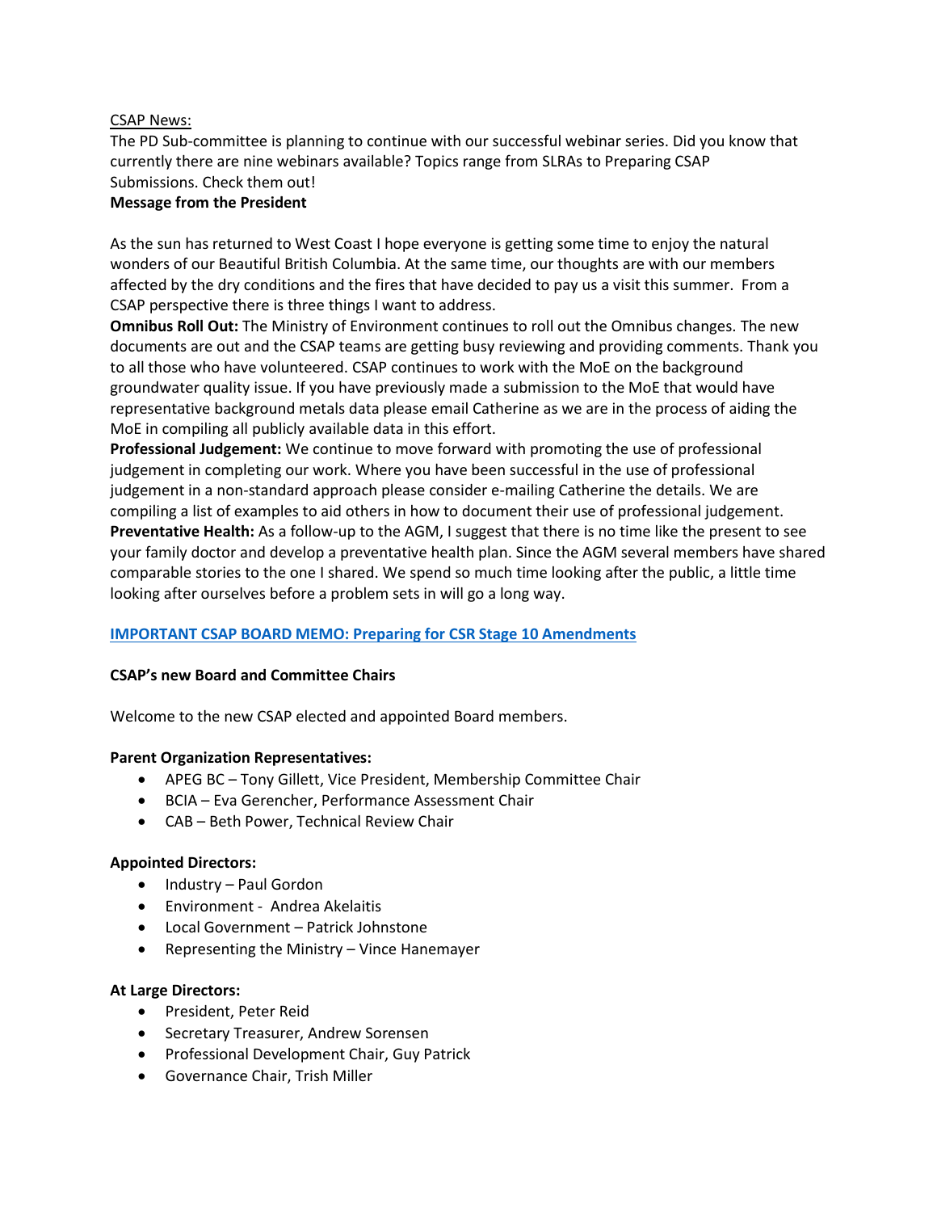CSAP News:

The PD Sub-committee is planning to continue with our successful webinar series. Did you know that currently there are nine webinars available? Topics range from SLRAs to Preparing CSAP Submissions. Check them out!

**Message from the President**

As the sun has returned to West Coast I hope everyone is getting some time to enjoy the natural wonders of our Beautiful British Columbia. At the same time, our thoughts are with our members affected by the dry conditions and the fires that have decided to pay us a visit this summer. From a CSAP perspective there is three things I want to address.

**Omnibus Roll Out:** The Ministry of Environment continues to roll out the Omnibus changes. The new documents are out and the CSAP teams are getting busy reviewing and providing comments. Thank you to all those who have volunteered. CSAP continues to work with the MoE on the background groundwater quality issue. If you have previously made a submission to the MoE that would have representative background metals data please email Catherine as we are in the process of aiding the MoE in compiling all publicly available data in this effort.

**Professional Judgement:** We continue to move forward with promoting the use of professional judgement in completing our work. Where you have been successful in the use of professional judgement in a non-standard approach please consider e-mailing Catherine the details. We are compiling a list of examples to aid others in how to document their use of professional judgement.

**Preventative Health:** As a follow-up to the AGM, I suggest that there is no time like the present to see your family doctor and develop a preventative health plan. Since the AGM several members have shared comparable stories to the one I shared. We spend so much time looking after the public, a little time looking after ourselves before a problem sets in will go a long way.

**IMPORTANT CSAP BOARD MEMO: Preparing for CSR Stage 10 Amendments**

**CSAP's new Board and Committee Chairs**

Welcome to the new CSAP elected and appointed Board members.

**Parent Organization Representatives:**

- APEG BC – Tony Gillett, Vice President, Membership Committee Chair
- BCIA – Eva Gerencher, Performance Assessment Chair
- CAB – Beth Power, Technical Review Chair

**Appointed Directors:**

- Industry – Paul Gordon
- Environment - Andrea Akelaitis
- Local Government – Patrick Johnstone
- Representing the Ministry – Vince Hanemayer

**At Large Directors:**

- President, Peter Reid
- Secretary Treasurer, Andrew Sorensen
- Professional Development Chair, Guy Patrick
- Governance Chair, Trish Miller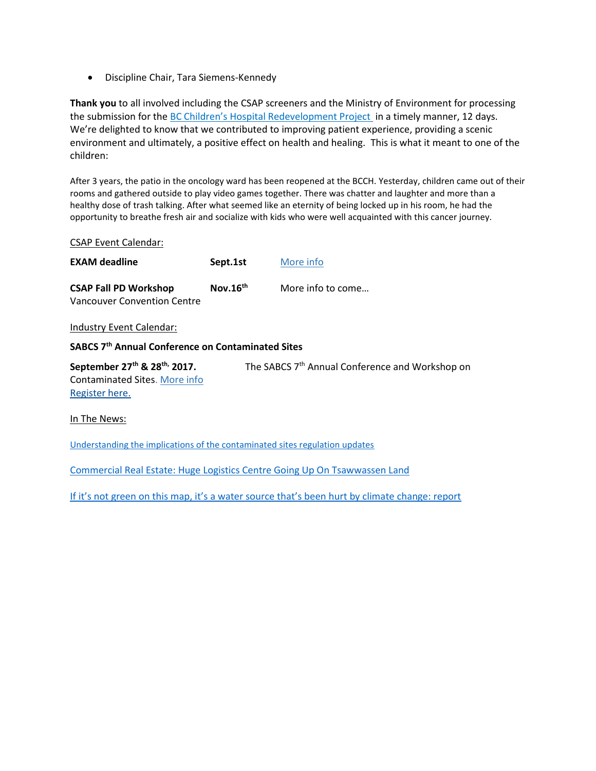- Discipline Chair, Tara Siemens-Kennedy

**Thank you** to all involved including the CSAP screeners and the Ministry of Environment for processing the submission for the BC Children's Hospital Redevelopment Project in a timely manner, 12 days. We're delighted to know that we contributed to improving patient experience, providing a scenic environment and ultimately, a positive effect on health and healing. This is what it meant to one of the children:

After 3 years, the patio in the oncology ward has been reopened at the BCCH. Yesterday, children came out of their rooms and gathered outside to play video games together. There was chatter and laughter and more than a healthy dose of trash talking. After what seemed like an eternity of being locked up in his room, he had the opportunity to breathe fresh air and socialize with kids who were well acquainted with this cancer journey.

CSAP Event Calendar:

| | | |
|---|---|---|
| **EXAM deadline** | **Sept.1st** | More info |
| **CSAP Fall PD Workshop** Vancouver Convention Centre | **Nov.16th** | More info to come… |

Industry Event Calendar:

**SABCS 7th Annual Conference on Contaminated Sites**

**September 27th & 28th, 2017.** The SABCS 7th Annual Conference and Workshop on Contaminated Sites. More info

Register here.

In The News:

Understanding the implications of the contaminated sites regulation updates

Commercial Real Estate: Huge Logistics Centre Going Up On Tsawwassen Land

If it's not green on this map, it's a water source that's been hurt by climate change: report